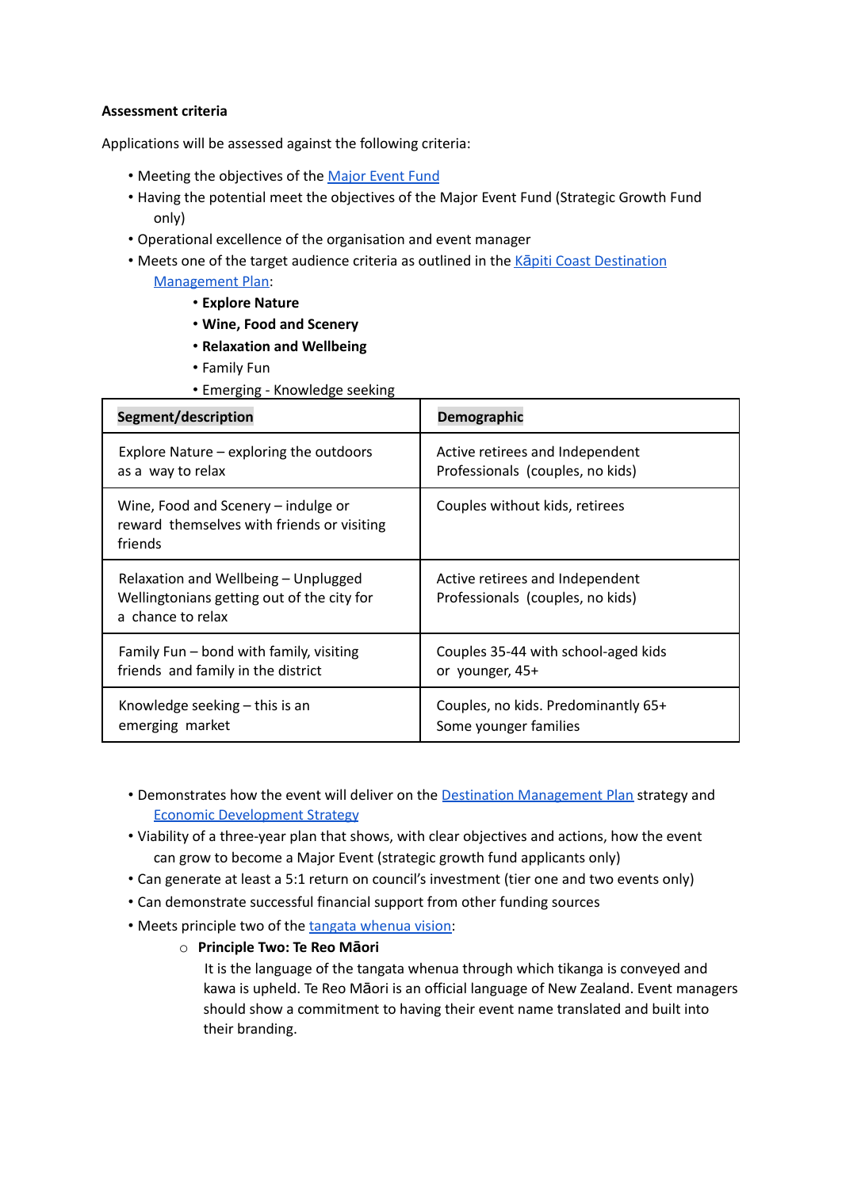**Assessment criteria**

Applications will be assessed against the following criteria:

- Meeting the objectives of the Major Event Fund
- Having the potential meet the objectives of the Major Event Fund (Strategic Growth Fund only)
- Operational excellence of the organisation and event manager
- Meets one of the target audience criteria as outlined in the Kāpiti Coast Destination Management Plan:
  - **Explore Nature**
  - **Wine, Food and Scenery**
  - **Relaxation and Wellbeing**
  - Family Fun
  - Emerging - Knowledge seeking

| **Segment/description** | **Demographic** |
| --- | --- |
| Explore Nature – exploring the outdoors as a way to relax | Active retirees and Independent Professionals (couples, no kids) |
| Wine, Food and Scenery – indulge or reward themselves with friends or visiting friends | Couples without kids, retirees |
| Relaxation and Wellbeing – Unplugged Wellingtonians getting out of the city for a chance to relax | Active retirees and Independent Professionals (couples, no kids) |
| Family Fun – bond with family, visiting friends and family in the district | Couples 35-44 with school-aged kids or younger, 45+ |
| Knowledge seeking – this is an emerging market | Couples, no kids. Predominantly 65+ Some younger families |

- Demonstrates how the event will deliver on the Destination Management Plan strategy and Economic Development Strategy
- Viability of a three-year plan that shows, with clear objectives and actions, how the event can grow to become a Major Event (strategic growth fund applicants only)
- Can generate at least a 5:1 return on council's investment (tier one and two events only)
- Can demonstrate successful financial support from other funding sources
- Meets principle two of the tangata whenua vision:
  - **Principle Two: Te Reo Māori**
    It is the language of the tangata whenua through which tikanga is conveyed and kawa is upheld. Te Reo Māori is an official language of New Zealand. Event managers should show a commitment to having their event name translated and built into their branding.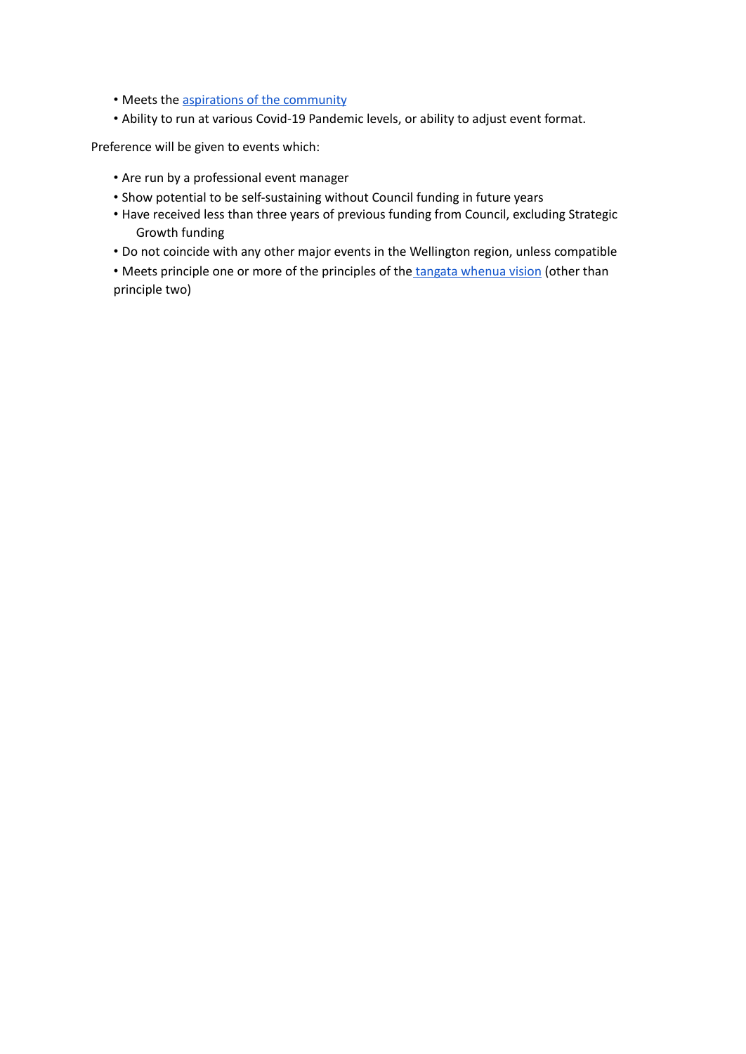- Meets the [aspirations of the community]
- Ability to run at various Covid-19 Pandemic levels, or ability to adjust event format.

Preference will be given to events which:

- Are run by a professional event manager
- Show potential to be self-sustaining without Council funding in future years
- Have received less than three years of previous funding from Council, excluding Strategic Growth funding
- Do not coincide with any other major events in the Wellington region, unless compatible
- Meets principle one or more of the principles of the [tangata whenua vision] (other than principle two)